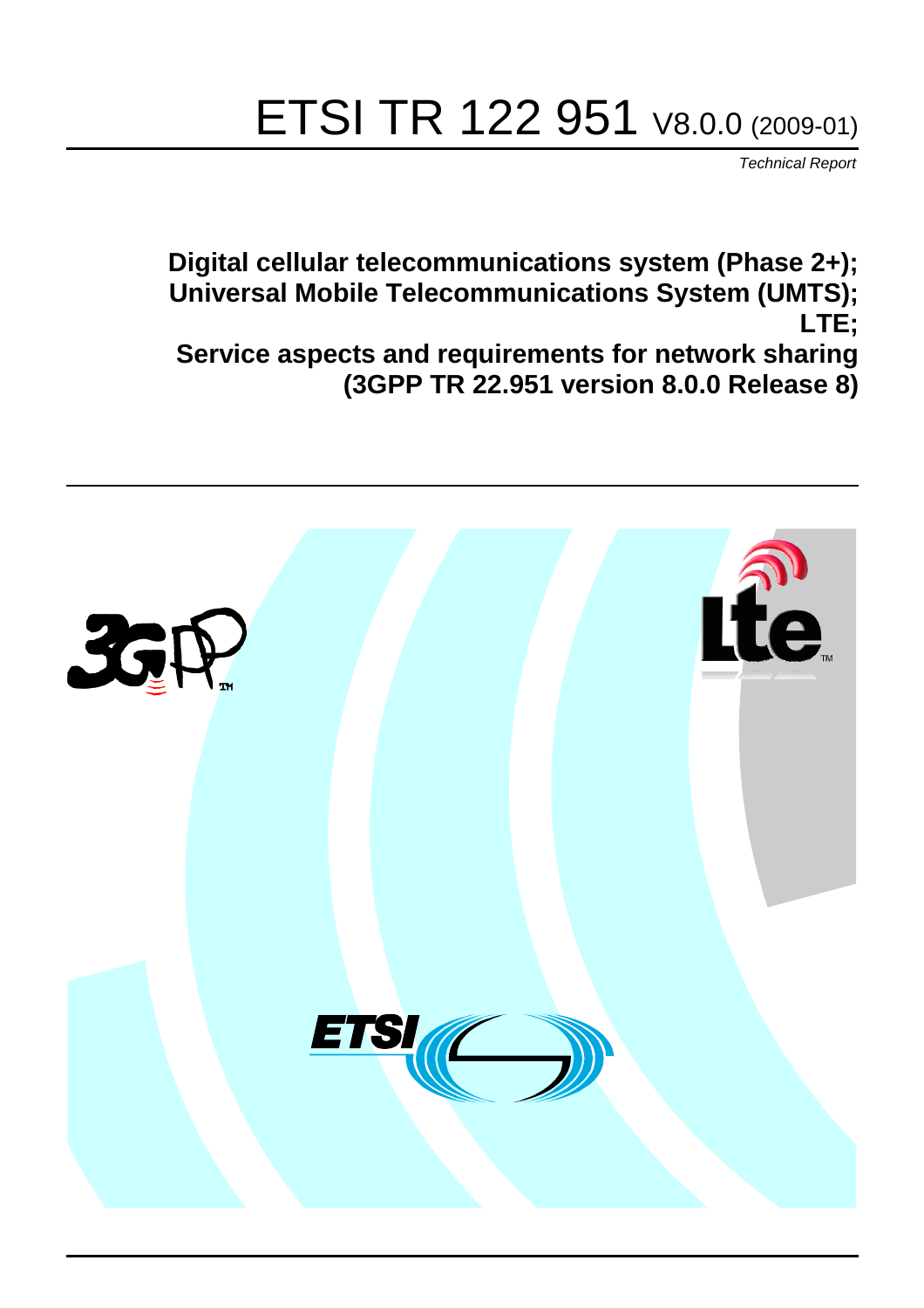# ETSI TR 122 951 V8.0.0 (2009-01)

*Technical Report*

**Digital cellular telecommunications system (Phase 2+);
Universal Mobile Telecommunications System (UMTS);
LTE;
Service aspects and requirements for network sharing
(3GPP TR 22.951 version 8.0.0 Release 8)**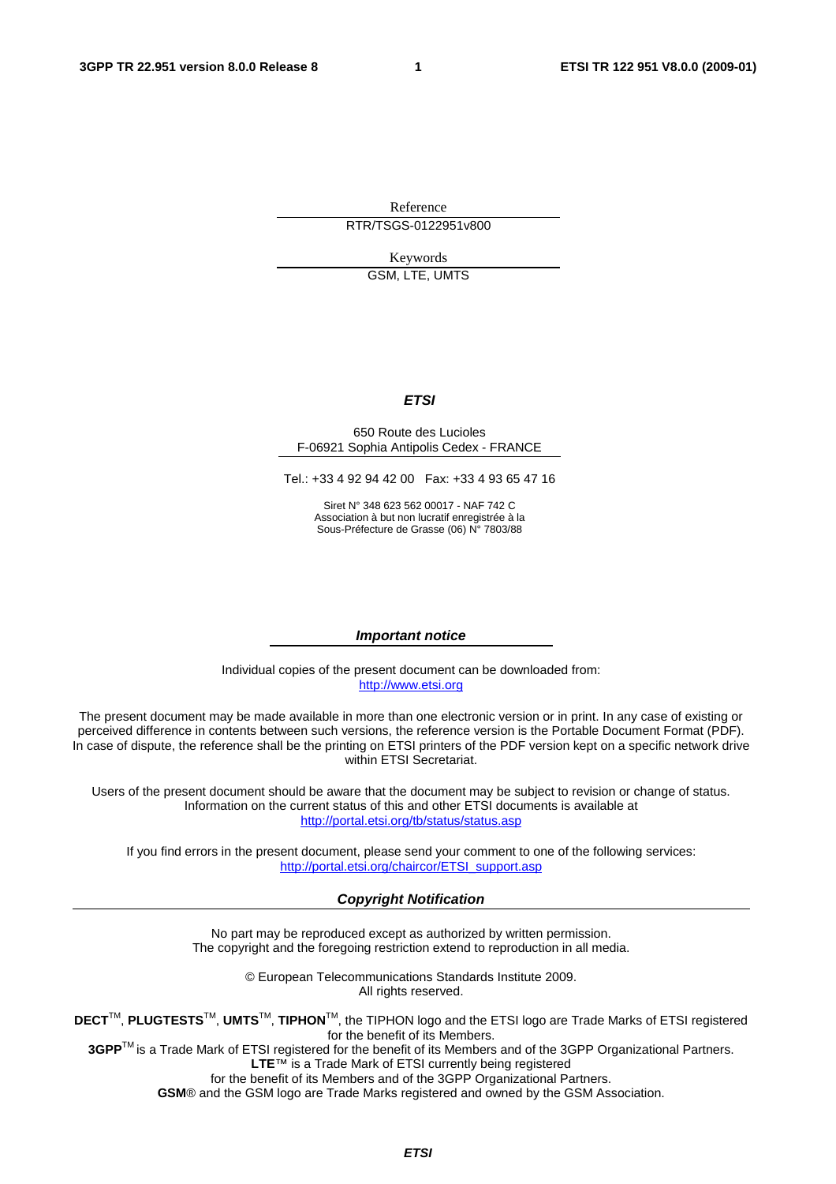Reference

RTR/TSGS-0122951v800

Keywords

GSM, LTE, UMTS

***ETSI***

650 Route des Lucioles
F-06921 Sophia Antipolis Cedex - FRANCE

Tel.: +33 4 92 94 42 00   Fax: +33 4 93 65 47 16

Siret N° 348 623 562 00017 - NAF 742 C
Association à but non lucratif enregistrée à la
Sous-Préfecture de Grasse (06) N° 7803/88

***Important notice***

Individual copies of the present document can be downloaded from:
http://www.etsi.org

The present document may be made available in more than one electronic version or in print. In any case of existing or perceived difference in contents between such versions, the reference version is the Portable Document Format (PDF). In case of dispute, the reference shall be the printing on ETSI printers of the PDF version kept on a specific network drive within ETSI Secretariat.

Users of the present document should be aware that the document may be subject to revision or change of status. Information on the current status of this and other ETSI documents is available at
http://portal.etsi.org/tb/status/status.asp

If you find errors in the present document, please send your comment to one of the following services:
http://portal.etsi.org/chaircor/ETSI_support.asp

***Copyright Notification***

No part may be reproduced except as authorized by written permission.
The copyright and the foregoing restriction extend to reproduction in all media.

© European Telecommunications Standards Institute 2009.
All rights reserved.

**DECT**™, **PLUGTESTS**™, **UMTS**™, **TIPHON**™, the TIPHON logo and the ETSI logo are Trade Marks of ETSI registered for the benefit of its Members.
**3GPP**™ is a Trade Mark of ETSI registered for the benefit of its Members and of the 3GPP Organizational Partners.
**LTE**™ is a Trade Mark of ETSI currently being registered
for the benefit of its Members and of the 3GPP Organizational Partners.
**GSM**® and the GSM logo are Trade Marks registered and owned by the GSM Association.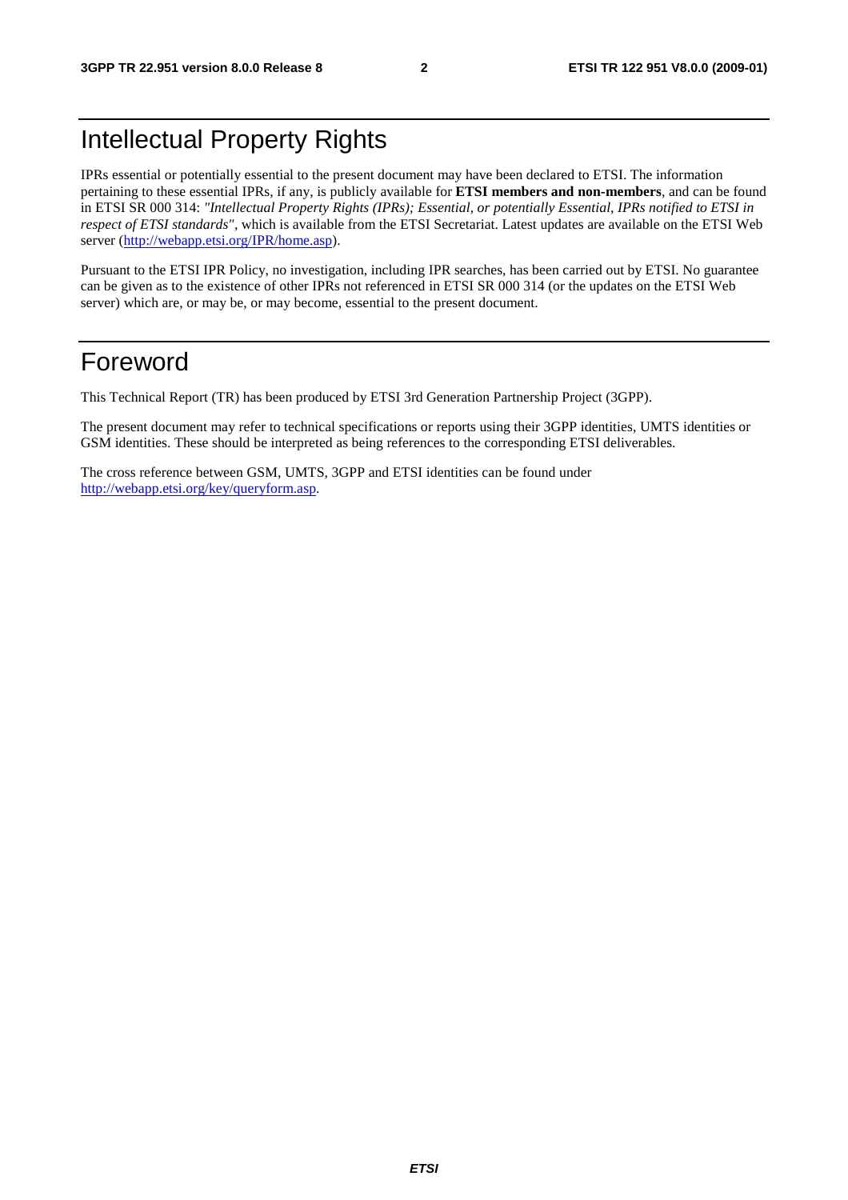# Intellectual Property Rights

IPRs essential or potentially essential to the present document may have been declared to ETSI. The information pertaining to these essential IPRs, if any, is publicly available for **ETSI members and non-members**, and can be found in ETSI SR 000 314: *"Intellectual Property Rights (IPRs); Essential, or potentially Essential, IPRs notified to ETSI in respect of ETSI standards"*, which is available from the ETSI Secretariat. Latest updates are available on the ETSI Web server (http://webapp.etsi.org/IPR/home.asp).

Pursuant to the ETSI IPR Policy, no investigation, including IPR searches, has been carried out by ETSI. No guarantee can be given as to the existence of other IPRs not referenced in ETSI SR 000 314 (or the updates on the ETSI Web server) which are, or may be, or may become, essential to the present document.

# Foreword

This Technical Report (TR) has been produced by ETSI 3rd Generation Partnership Project (3GPP).

The present document may refer to technical specifications or reports using their 3GPP identities, UMTS identities or GSM identities. These should be interpreted as being references to the corresponding ETSI deliverables.

The cross reference between GSM, UMTS, 3GPP and ETSI identities can be found under http://webapp.etsi.org/key/queryform.asp.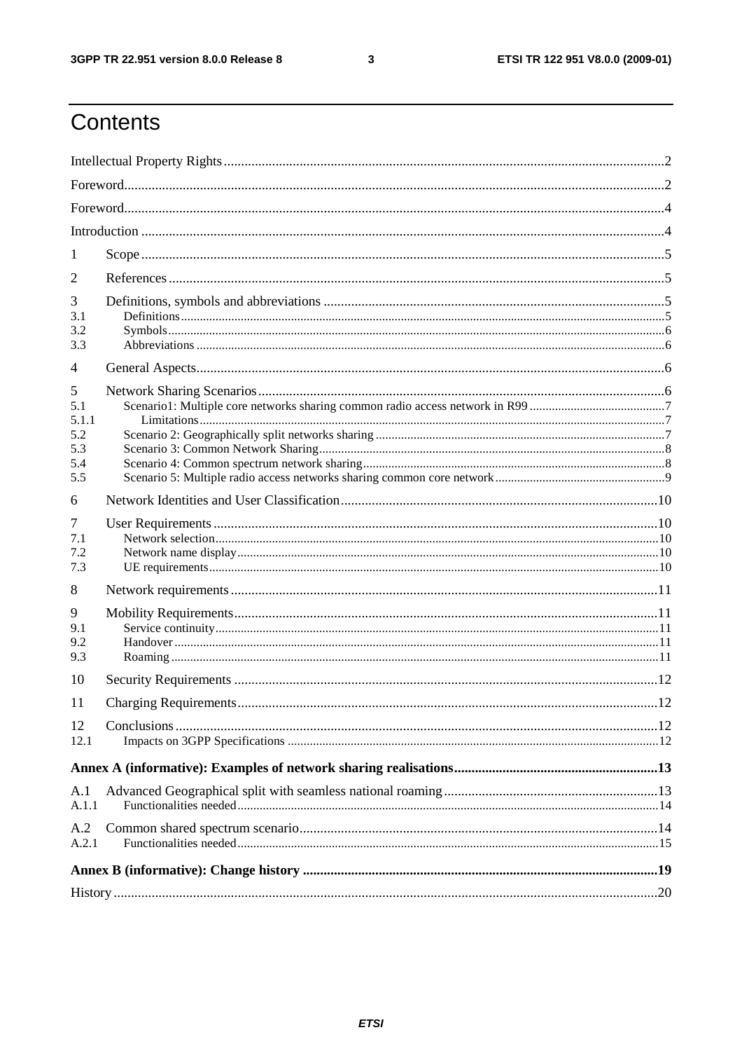# Contents

Intellectual Property Rights ..... 2
Foreword ..... 2
Foreword ..... 4
Introduction ..... 4
1 Scope ..... 5
2 References ..... 5
3 Definitions, symbols and abbreviations ..... 5
3.1 Definitions ..... 5
3.2 Symbols ..... 6
3.3 Abbreviations ..... 6
4 General Aspects ..... 6
5 Network Sharing Scenarios ..... 6
5.1 Scenario1: Multiple core networks sharing common radio access network in R99 ..... 7
5.1.1 Limitations ..... 7
5.2 Scenario 2: Geographically split networks sharing ..... 7
5.3 Scenario 3: Common Network Sharing ..... 8
5.4 Scenario 4: Common spectrum network sharing ..... 8
5.5 Scenario 5: Multiple radio access networks sharing common core network ..... 9
6 Network Identities and User Classification ..... 10
7 User Requirements ..... 10
7.1 Network selection ..... 10
7.2 Network name display ..... 10
7.3 UE requirements ..... 10
8 Network requirements ..... 11
9 Mobility Requirements ..... 11
9.1 Service continuity ..... 11
9.2 Handover ..... 11
9.3 Roaming ..... 11
10 Security Requirements ..... 12
11 Charging Requirements ..... 12
12 Conclusions ..... 12
12.1 Impacts on 3GPP Specifications ..... 12
**Annex A (informative): Examples of network sharing realisations ..... 13**
A.1 Advanced Geographical split with seamless national roaming ..... 13
A.1.1 Functionalities needed ..... 14
A.2 Common shared spectrum scenario ..... 14
A.2.1 Functionalities needed ..... 15
**Annex B (informative): Change history ..... 19**
History ..... 20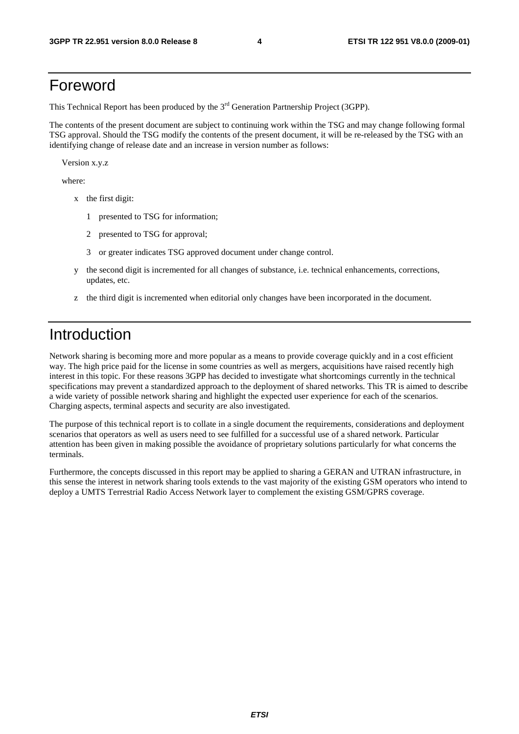# Foreword

This Technical Report has been produced by the 3rd Generation Partnership Project (3GPP).

The contents of the present document are subject to continuing work within the TSG and may change following formal TSG approval. Should the TSG modify the contents of the present document, it will be re-released by the TSG with an identifying change of release date and an increase in version number as follows:

Version x.y.z

where:

- x the first digit:
  - 1 presented to TSG for information;
  - 2 presented to TSG for approval;
  - 3 or greater indicates TSG approved document under change control.
- y the second digit is incremented for all changes of substance, i.e. technical enhancements, corrections, updates, etc.
- z the third digit is incremented when editorial only changes have been incorporated in the document.

# Introduction

Network sharing is becoming more and more popular as a means to provide coverage quickly and in a cost efficient way. The high price paid for the license in some countries as well as mergers, acquisitions have raised recently high interest in this topic. For these reasons 3GPP has decided to investigate what shortcomings currently in the technical specifications may prevent a standardized approach to the deployment of shared networks. This TR is aimed to describe a wide variety of possible network sharing and highlight the expected user experience for each of the scenarios. Charging aspects, terminal aspects and security are also investigated.

The purpose of this technical report is to collate in a single document the requirements, considerations and deployment scenarios that operators as well as users need to see fulfilled for a successful use of a shared network. Particular attention has been given in making possible the avoidance of proprietary solutions particularly for what concerns the terminals.

Furthermore, the concepts discussed in this report may be applied to sharing a GERAN and UTRAN infrastructure, in this sense the interest in network sharing tools extends to the vast majority of the existing GSM operators who intend to deploy a UMTS Terrestrial Radio Access Network layer to complement the existing GSM/GPRS coverage.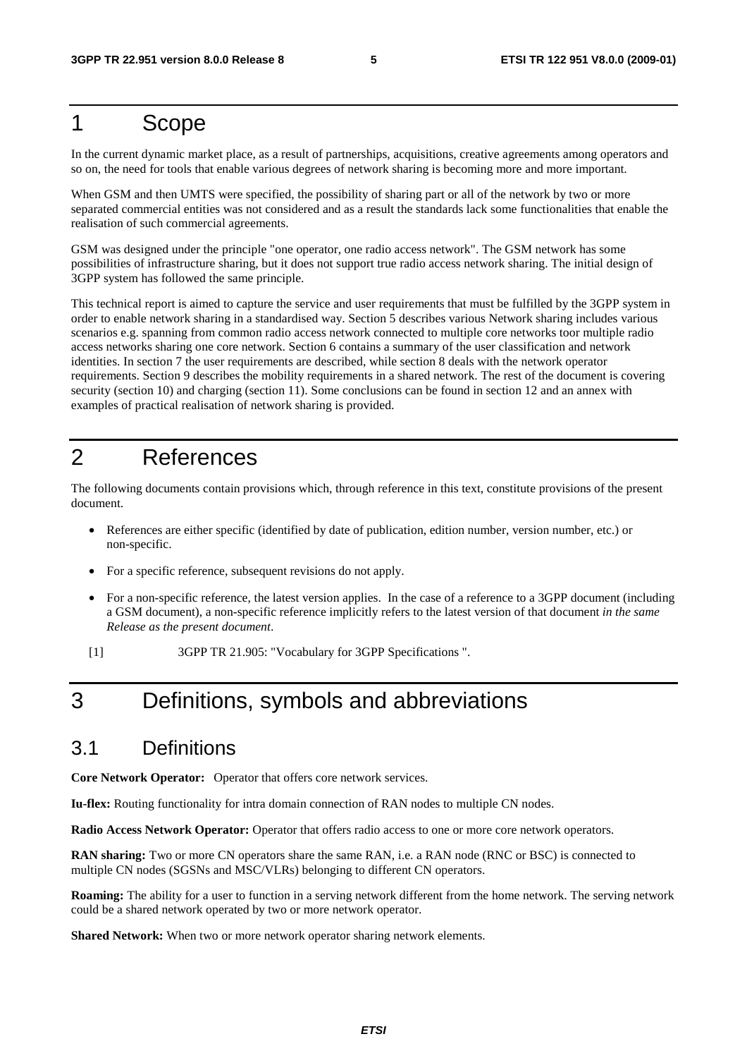# 1 Scope

In the current dynamic market place, as a result of partnerships, acquisitions, creative agreements among operators and so on, the need for tools that enable various degrees of network sharing is becoming more and more important.

When GSM and then UMTS were specified, the possibility of sharing part or all of the network by two or more separated commercial entities was not considered and as a result the standards lack some functionalities that enable the realisation of such commercial agreements.

GSM was designed under the principle "one operator, one radio access network". The GSM network has some possibilities of infrastructure sharing, but it does not support true radio access network sharing. The initial design of 3GPP system has followed the same principle.

This technical report is aimed to capture the service and user requirements that must be fulfilled by the 3GPP system in order to enable network sharing in a standardised way. Section 5 describes various Network sharing includes various scenarios e.g. spanning from common radio access network connected to multiple core networks toor multiple radio access networks sharing one core network. Section 6 contains a summary of the user classification and network identities. In section 7 the user requirements are described, while section 8 deals with the network operator requirements. Section 9 describes the mobility requirements in a shared network. The rest of the document is covering security (section 10) and charging (section 11). Some conclusions can be found in section 12 and an annex with examples of practical realisation of network sharing is provided.

# 2 References

The following documents contain provisions which, through reference in this text, constitute provisions of the present document.

- References are either specific (identified by date of publication, edition number, version number, etc.) or non-specific.
- For a specific reference, subsequent revisions do not apply.
- For a non-specific reference, the latest version applies. In the case of a reference to a 3GPP document (including a GSM document), a non-specific reference implicitly refers to the latest version of that document *in the same Release as the present document*.

[1] 3GPP TR 21.905: "Vocabulary for 3GPP Specifications ".

# 3 Definitions, symbols and abbreviations

## 3.1 Definitions

**Core Network Operator:** Operator that offers core network services.

**Iu-flex:** Routing functionality for intra domain connection of RAN nodes to multiple CN nodes.

**Radio Access Network Operator:** Operator that offers radio access to one or more core network operators.

**RAN sharing:** Two or more CN operators share the same RAN, i.e. a RAN node (RNC or BSC) is connected to multiple CN nodes (SGSNs and MSC/VLRs) belonging to different CN operators.

**Roaming:** The ability for a user to function in a serving network different from the home network. The serving network could be a shared network operated by two or more network operator.

**Shared Network:** When two or more network operator sharing network elements.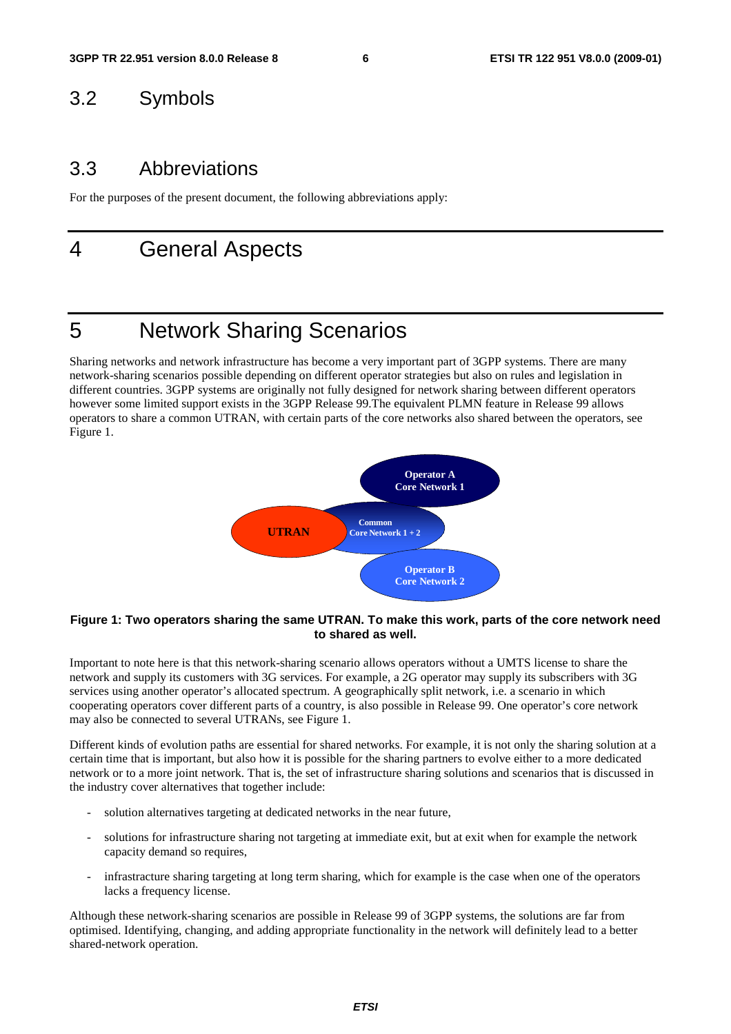## 3.2 Symbols

## 3.3 Abbreviations

For the purposes of the present document, the following abbreviations apply:

# 4 General Aspects

# 5 Network Sharing Scenarios

Sharing networks and network infrastructure has become a very important part of 3GPP systems. There are many network-sharing scenarios possible depending on different operator strategies but also on rules and legislation in different countries. 3GPP systems are originally not fully designed for network sharing between different operators however some limited support exists in the 3GPP Release 99.The equivalent PLMN feature in Release 99 allows operators to share a common UTRAN, with certain parts of the core networks also shared between the operators, see Figure 1.

Operator A
Core Network 1

UTRAN

Common
Core Network 1 + 2

Operator B
Core Network 2

**Figure 1: Two operators sharing the same UTRAN. To make this work, parts of the core network need to shared as well.**

Important to note here is that this network-sharing scenario allows operators without a UMTS license to share the network and supply its customers with 3G services. For example, a 2G operator may supply its subscribers with 3G services using another operator's allocated spectrum. A geographically split network, i.e. a scenario in which cooperating operators cover different parts of a country, is also possible in Release 99. One operator's core network may also be connected to several UTRANs, see Figure 1.

Different kinds of evolution paths are essential for shared networks. For example, it is not only the sharing solution at a certain time that is important, but also how it is possible for the sharing partners to evolve either to a more dedicated network or to a more joint network. That is, the set of infrastructure sharing solutions and scenarios that is discussed in the industry cover alternatives that together include:

- solution alternatives targeting at dedicated networks in the near future,
- solutions for infrastructure sharing not targeting at immediate exit, but at exit when for example the network capacity demand so requires,
- infrastructure sharing targeting at long term sharing, which for example is the case when one of the operators lacks a frequency license.

Although these network-sharing scenarios are possible in Release 99 of 3GPP systems, the solutions are far from optimised. Identifying, changing, and adding appropriate functionality in the network will definitely lead to a better shared-network operation.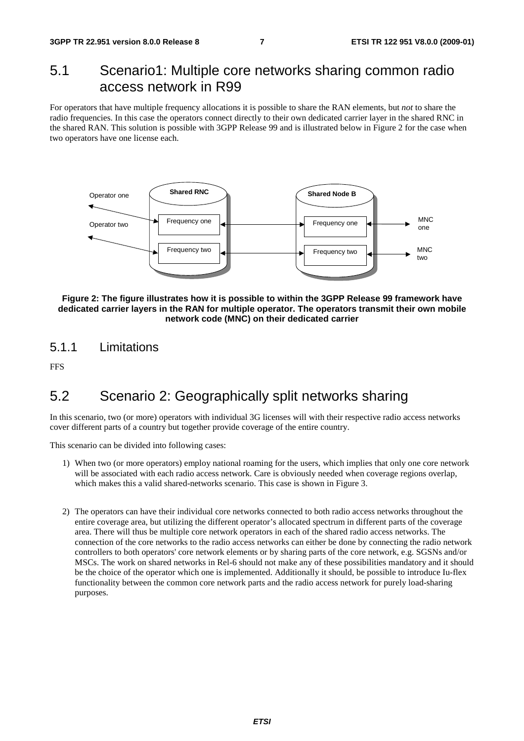## 5.1 Scenario1: Multiple core networks sharing common radio access network in R99

For operators that have multiple frequency allocations it is possible to share the RAN elements, but *not* to share the radio frequencies. In this case the operators connect directly to their own dedicated carrier layer in the shared RNC in the shared RAN. This solution is possible with 3GPP Release 99 and is illustrated below in Figure 2 for the case when two operators have one license each.

**Figure 2: The figure illustrates how it is possible to within the 3GPP Release 99 framework have dedicated carrier layers in the RAN for multiple operator. The operators transmit their own mobile network code (MNC) on their dedicated carrier**

### 5.1.1 Limitations

FFS

## 5.2 Scenario 2: Geographically split networks sharing

In this scenario, two (or more) operators with individual 3G licenses will with their respective radio access networks cover different parts of a country but together provide coverage of the entire country.

This scenario can be divided into following cases:

1) When two (or more operators) employ national roaming for the users, which implies that only one core network will be associated with each radio access network. Care is obviously needed when coverage regions overlap, which makes this a valid shared-networks scenario. This case is shown in Figure 3.

2) The operators can have their individual core networks connected to both radio access networks throughout the entire coverage area, but utilizing the different operator's allocated spectrum in different parts of the coverage area. There will thus be multiple core network operators in each of the shared radio access networks. The connection of the core networks to the radio access networks can either be done by connecting the radio network controllers to both operators' core network elements or by sharing parts of the core network, e.g. SGSNs and/or MSCs. The work on shared networks in Rel-6 should not make any of these possibilities mandatory and it should be the choice of the operator which one is implemented. Additionally it should, be possible to introduce Iu-flex functionality between the common core network parts and the radio access network for purely load-sharing purposes.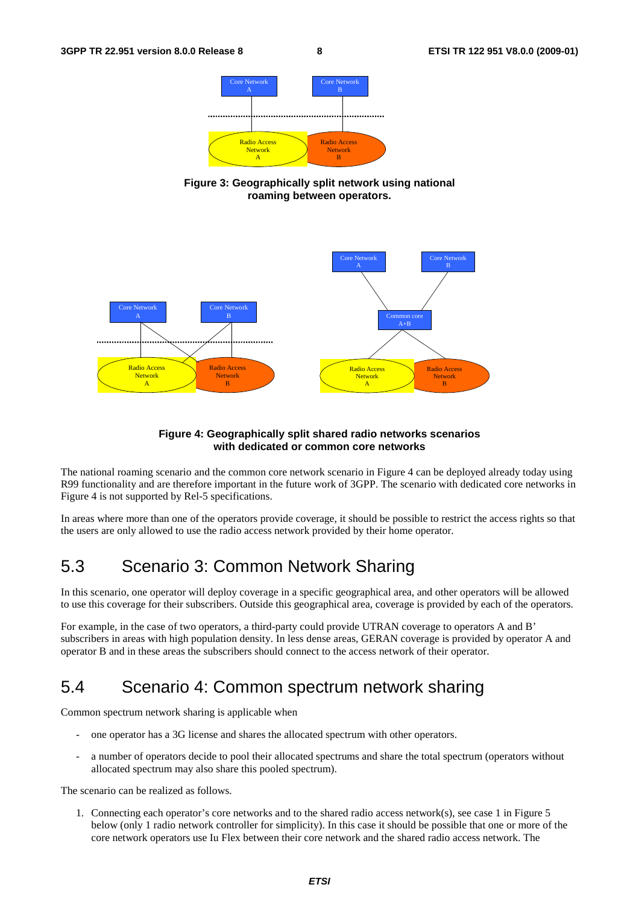**Figure 3: Geographically split network using national roaming between operators.**

**Figure 4: Geographically split shared radio networks scenarios with dedicated or common core networks**

The national roaming scenario and the common core network scenario in Figure 4 can be deployed already today using R99 functionality and are therefore important in the future work of 3GPP. The scenario with dedicated core networks in Figure 4 is not supported by Rel-5 specifications.

In areas where more than one of the operators provide coverage, it should be possible to restrict the access rights so that the users are only allowed to use the radio access network provided by their home operator.

## 5.3 Scenario 3: Common Network Sharing

In this scenario, one operator will deploy coverage in a specific geographical area, and other operators will be allowed to use this coverage for their subscribers. Outside this geographical area, coverage is provided by each of the operators.

For example, in the case of two operators, a third-party could provide UTRAN coverage to operators A and B' subscribers in areas with high population density. In less dense areas, GERAN coverage is provided by operator A and operator B and in these areas the subscribers should connect to the access network of their operator.

## 5.4 Scenario 4: Common spectrum network sharing

Common spectrum network sharing is applicable when

- one operator has a 3G license and shares the allocated spectrum with other operators.
- a number of operators decide to pool their allocated spectrums and share the total spectrum (operators without allocated spectrum may also share this pooled spectrum).

The scenario can be realized as follows.

1. Connecting each operator's core networks and to the shared radio access network(s), see case 1 in Figure 5 below (only 1 radio network controller for simplicity). In this case it should be possible that one or more of the core network operators use Iu Flex between their core network and the shared radio access network. The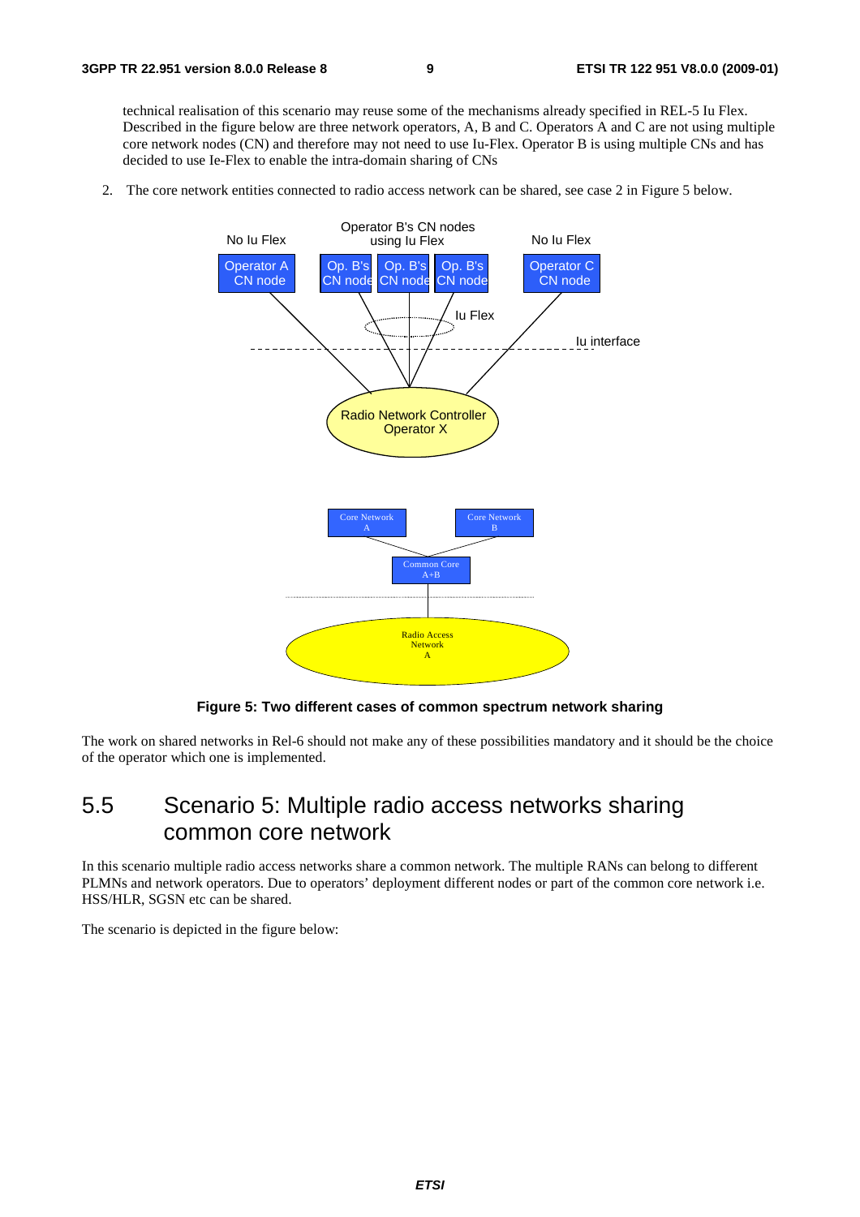technical realisation of this scenario may reuse some of the mechanisms already specified in REL-5 Iu Flex. Described in the figure below are three network operators, A, B and C. Operators A and C are not using multiple core network nodes (CN) and therefore may not need to use Iu-Flex. Operator B is using multiple CNs and has decided to use Ie-Flex to enable the intra-domain sharing of CNs

2. The core network entities connected to radio access network can be shared, see case 2 in Figure 5 below.

**Figure 5: Two different cases of common spectrum network sharing**

The work on shared networks in Rel-6 should not make any of these possibilities mandatory and it should be the choice of the operator which one is implemented.

## 5.5 Scenario 5: Multiple radio access networks sharing common core network

In this scenario multiple radio access networks share a common network. The multiple RANs can belong to different PLMNs and network operators. Due to operators' deployment different nodes or part of the common core network i.e. HSS/HLR, SGSN etc can be shared.

The scenario is depicted in the figure below: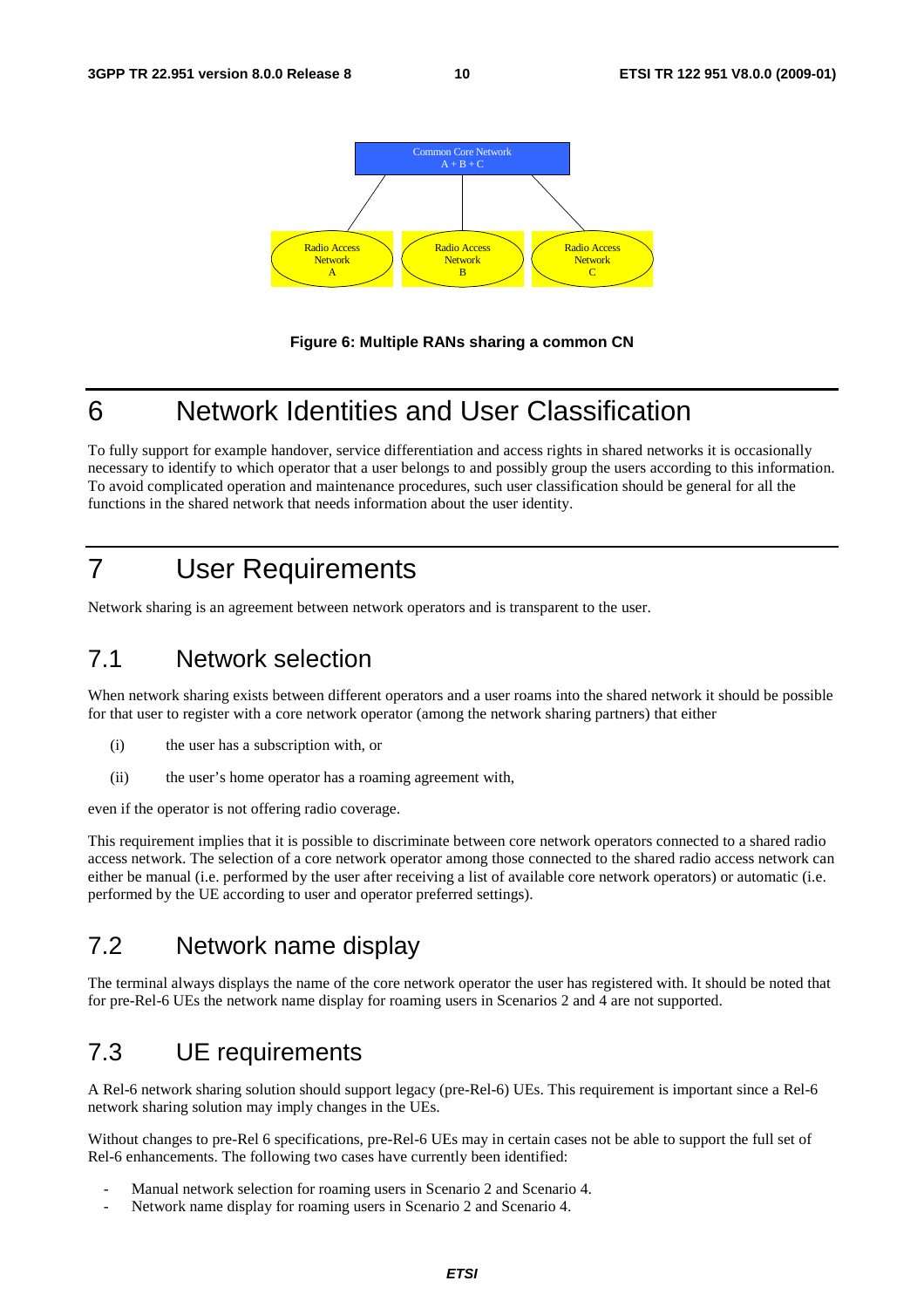Figure 6: Multiple RANs sharing a common CN

# 6 Network Identities and User Classification

To fully support for example handover, service differentiation and access rights in shared networks it is occasionally necessary to identify to which operator that a user belongs to and possibly group the users according to this information. To avoid complicated operation and maintenance procedures, such user classification should be general for all the functions in the shared network that needs information about the user identity.

# 7 User Requirements

Network sharing is an agreement between network operators and is transparent to the user.

## 7.1 Network selection

When network sharing exists between different operators and a user roams into the shared network it should be possible for that user to register with a core network operator (among the network sharing partners) that either

(i) the user has a subscription with, or

(ii) the user's home operator has a roaming agreement with,

even if the operator is not offering radio coverage.

This requirement implies that it is possible to discriminate between core network operators connected to a shared radio access network. The selection of a core network operator among those connected to the shared radio access network can either be manual (i.e. performed by the user after receiving a list of available core network operators) or automatic (i.e. performed by the UE according to user and operator preferred settings).

## 7.2 Network name display

The terminal always displays the name of the core network operator the user has registered with. It should be noted that for pre-Rel-6 UEs the network name display for roaming users in Scenarios 2 and 4 are not supported.

## 7.3 UE requirements

A Rel-6 network sharing solution should support legacy (pre-Rel-6) UEs. This requirement is important since a Rel-6 network sharing solution may imply changes in the UEs.

Without changes to pre-Rel 6 specifications, pre-Rel-6 UEs may in certain cases not be able to support the full set of Rel-6 enhancements. The following two cases have currently been identified:

- Manual network selection for roaming users in Scenario 2 and Scenario 4.
- Network name display for roaming users in Scenario 2 and Scenario 4.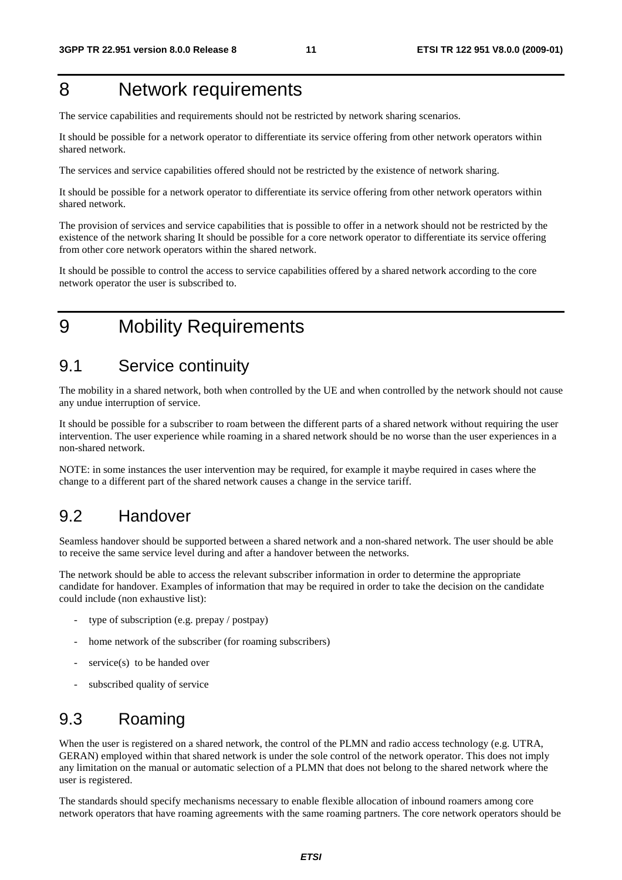# 8 Network requirements

The service capabilities and requirements should not be restricted by network sharing scenarios.

It should be possible for a network operator to differentiate its service offering from other network operators within shared network.

The services and service capabilities offered should not be restricted by the existence of network sharing.

It should be possible for a network operator to differentiate its service offering from other network operators within shared network.

The provision of services and service capabilities that is possible to offer in a network should not be restricted by the existence of the network sharing It should be possible for a core network operator to differentiate its service offering from other core network operators within the shared network.

It should be possible to control the access to service capabilities offered by a shared network according to the core network operator the user is subscribed to.

# 9 Mobility Requirements

## 9.1 Service continuity

The mobility in a shared network, both when controlled by the UE and when controlled by the network should not cause any undue interruption of service.

It should be possible for a subscriber to roam between the different parts of a shared network without requiring the user intervention. The user experience while roaming in a shared network should be no worse than the user experiences in a non-shared network.

NOTE: in some instances the user intervention may be required, for example it maybe required in cases where the change to a different part of the shared network causes a change in the service tariff.

## 9.2 Handover

Seamless handover should be supported between a shared network and a non-shared network. The user should be able to receive the same service level during and after a handover between the networks.

The network should be able to access the relevant subscriber information in order to determine the appropriate candidate for handover. Examples of information that may be required in order to take the decision on the candidate could include (non exhaustive list):

- type of subscription (e.g. prepay / postpay)
- home network of the subscriber (for roaming subscribers)
- service(s) to be handed over
- subscribed quality of service

## 9.3 Roaming

When the user is registered on a shared network, the control of the PLMN and radio access technology (e.g. UTRA, GERAN) employed within that shared network is under the sole control of the network operator. This does not imply any limitation on the manual or automatic selection of a PLMN that does not belong to the shared network where the user is registered.

The standards should specify mechanisms necessary to enable flexible allocation of inbound roamers among core network operators that have roaming agreements with the same roaming partners. The core network operators should be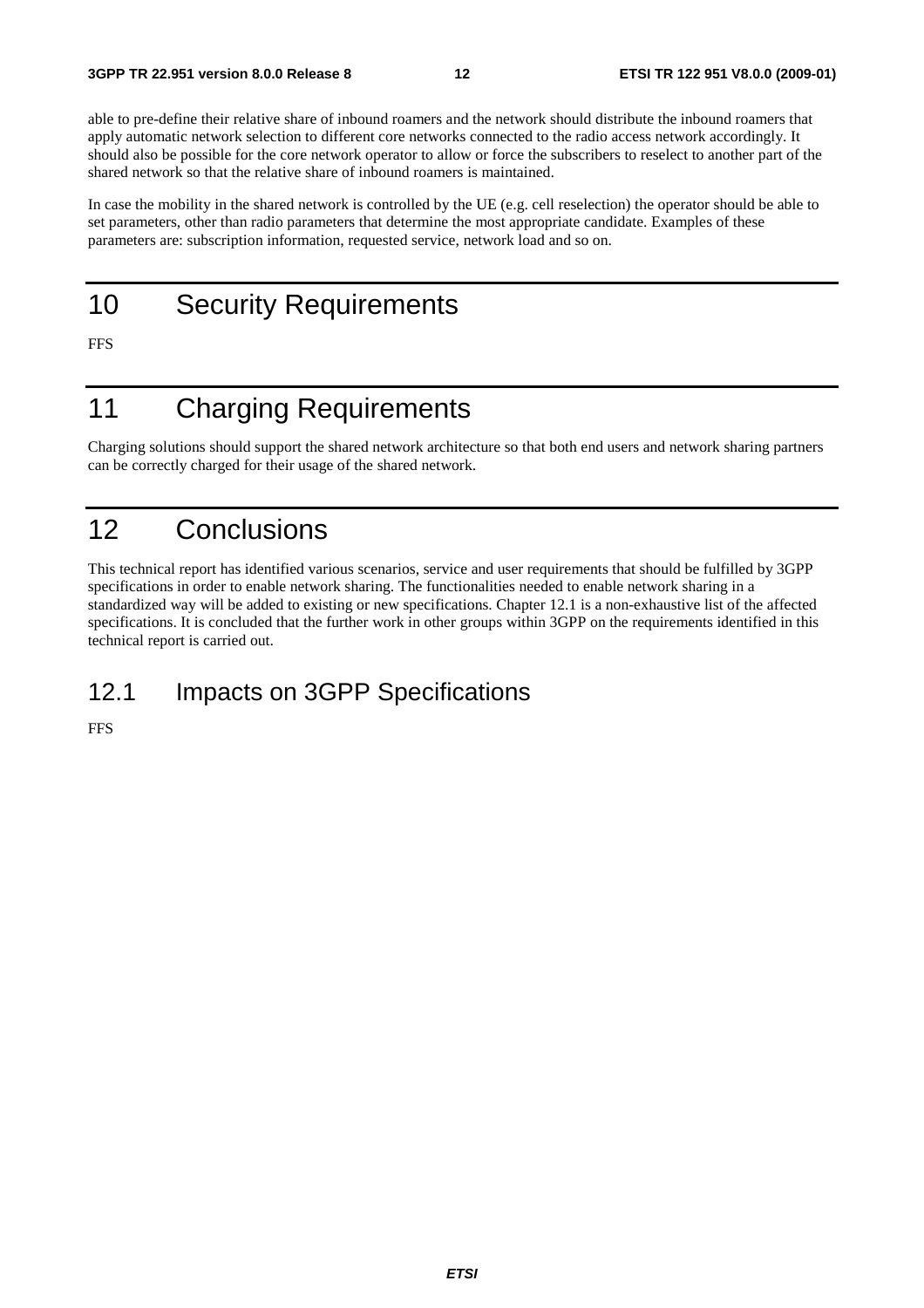able to pre-define their relative share of inbound roamers and the network should distribute the inbound roamers that apply automatic network selection to different core networks connected to the radio access network accordingly. It should also be possible for the core network operator to allow or force the subscribers to reselect to another part of the shared network so that the relative share of inbound roamers is maintained.

In case the mobility in the shared network is controlled by the UE (e.g. cell reselection) the operator should be able to set parameters, other than radio parameters that determine the most appropriate candidate. Examples of these parameters are: subscription information, requested service, network load and so on.

# 10 Security Requirements

FFS

# 11 Charging Requirements

Charging solutions should support the shared network architecture so that both end users and network sharing partners can be correctly charged for their usage of the shared network.

# 12 Conclusions

This technical report has identified various scenarios, service and user requirements that should be fulfilled by 3GPP specifications in order to enable network sharing. The functionalities needed to enable network sharing in a standardized way will be added to existing or new specifications. Chapter 12.1 is a non-exhaustive list of the affected specifications. It is concluded that the further work in other groups within 3GPP on the requirements identified in this technical report is carried out.

## 12.1 Impacts on 3GPP Specifications

FFS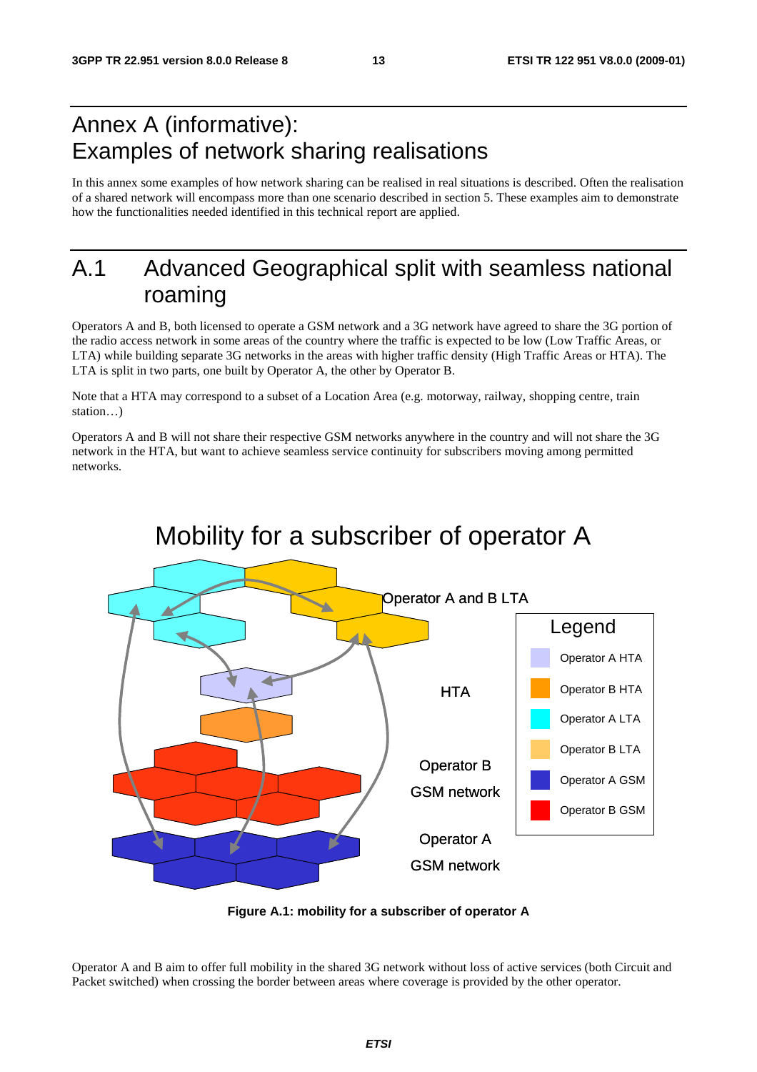# Annex A (informative): Examples of network sharing realisations

In this annex some examples of how network sharing can be realised in real situations is described. Often the realisation of a shared network will encompass more than one scenario described in section 5. These examples aim to demonstrate how the functionalities needed identified in this technical report are applied.

# A.1 Advanced Geographical split with seamless national roaming

Operators A and B, both licensed to operate a GSM network and a 3G network have agreed to share the 3G portion of the radio access network in some areas of the country where the traffic is expected to be low (Low Traffic Areas, or LTA) while building separate 3G networks in the areas with higher traffic density (High Traffic Areas or HTA). The LTA is split in two parts, one built by Operator A, the other by Operator B.

Note that a HTA may correspond to a subset of a Location Area (e.g. motorway, railway, shopping centre, train station…)

Operators A and B will not share their respective GSM networks anywhere in the country and will not share the 3G network in the HTA, but want to achieve seamless service continuity for subscribers moving among permitted networks.

**Figure A.1: mobility for a subscriber of operator A**

Operator A and B aim to offer full mobility in the shared 3G network without loss of active services (both Circuit and Packet switched) when crossing the border between areas where coverage is provided by the other operator.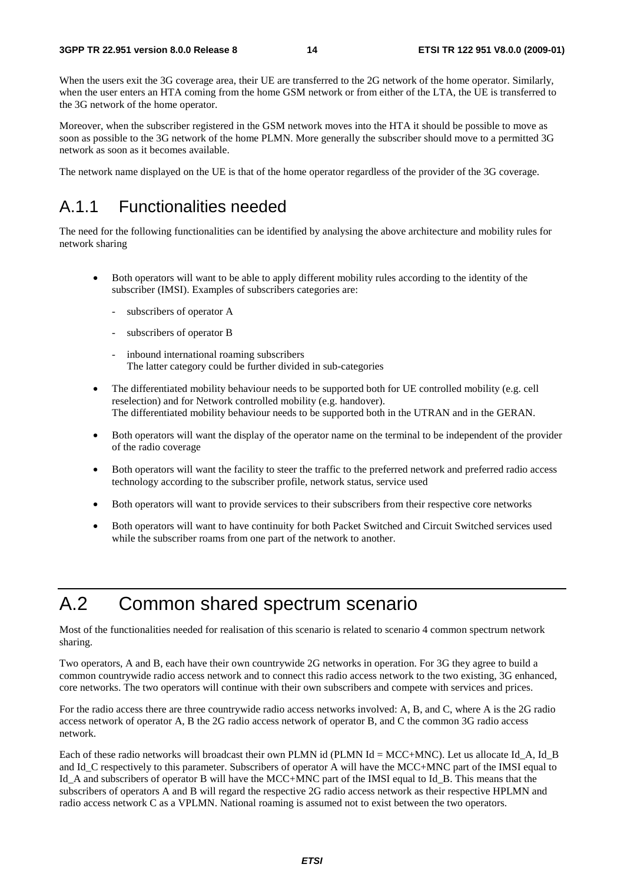When the users exit the 3G coverage area, their UE are transferred to the 2G network of the home operator. Similarly, when the user enters an HTA coming from the home GSM network or from either of the LTA, the UE is transferred to the 3G network of the home operator.

Moreover, when the subscriber registered in the GSM network moves into the HTA it should be possible to move as soon as possible to the 3G network of the home PLMN. More generally the subscriber should move to a permitted 3G network as soon as it becomes available.

The network name displayed on the UE is that of the home operator regardless of the provider of the 3G coverage.

## A.1.1 Functionalities needed

The need for the following functionalities can be identified by analysing the above architecture and mobility rules for network sharing

- Both operators will want to be able to apply different mobility rules according to the identity of the subscriber (IMSI). Examples of subscribers categories are:
    - subscribers of operator A
    - subscribers of operator B
    - inbound international roaming subscribers
      The latter category could be further divided in sub-categories
- The differentiated mobility behaviour needs to be supported both for UE controlled mobility (e.g. cell reselection) and for Network controlled mobility (e.g. handover).
  The differentiated mobility behaviour needs to be supported both in the UTRAN and in the GERAN.
- Both operators will want the display of the operator name on the terminal to be independent of the provider of the radio coverage
- Both operators will want the facility to steer the traffic to the preferred network and preferred radio access technology according to the subscriber profile, network status, service used
- Both operators will want to provide services to their subscribers from their respective core networks
- Both operators will want to have continuity for both Packet Switched and Circuit Switched services used while the subscriber roams from one part of the network to another.

# A.2 Common shared spectrum scenario

Most of the functionalities needed for realisation of this scenario is related to scenario 4 common spectrum network sharing.

Two operators, A and B, each have their own countrywide 2G networks in operation. For 3G they agree to build a common countrywide radio access network and to connect this radio access network to the two existing, 3G enhanced, core networks. The two operators will continue with their own subscribers and compete with services and prices.

For the radio access there are three countrywide radio access networks involved: A, B, and C, where A is the 2G radio access network of operator A, B the 2G radio access network of operator B, and C the common 3G radio access network.

Each of these radio networks will broadcast their own PLMN id (PLMN Id = MCC+MNC). Let us allocate Id_A, Id_B and Id_C respectively to this parameter. Subscribers of operator A will have the MCC+MNC part of the IMSI equal to Id_A and subscribers of operator B will have the MCC+MNC part of the IMSI equal to Id_B. This means that the subscribers of operators A and B will regard the respective 2G radio access network as their respective HPLMN and radio access network C as a VPLMN. National roaming is assumed not to exist between the two operators.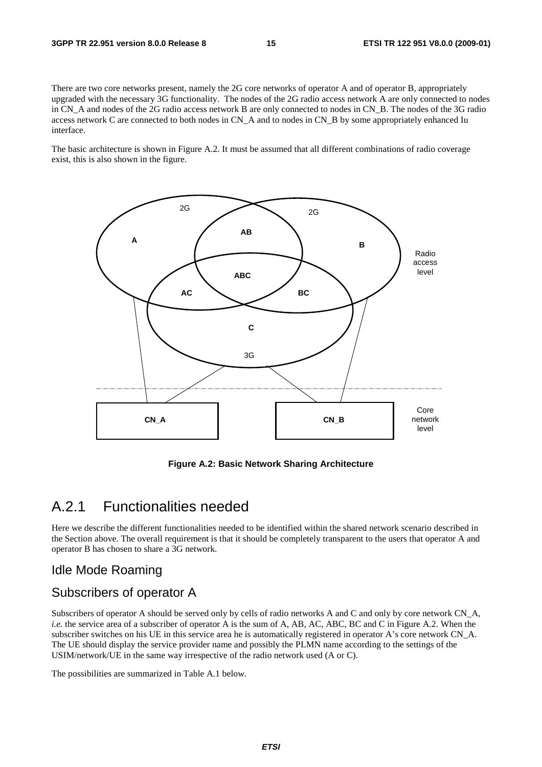There are two core networks present, namely the 2G core networks of operator A and of operator B, appropriately upgraded with the necessary 3G functionality. The nodes of the 2G radio access network A are only connected to nodes in CN_A and nodes of the 2G radio access network B are only connected to nodes in CN_B. The nodes of the 3G radio access network C are connected to both nodes in CN_A and to nodes in CN_B by some appropriately enhanced Iu interface.

The basic architecture is shown in Figure A.2. It must be assumed that all different combinations of radio coverage exist, this is also shown in the figure.

**Figure A.2: Basic Network Sharing Architecture**

## A.2.1 Functionalities needed

Here we describe the different functionalities needed to be identified within the shared network scenario described in the Section above. The overall requirement is that it should be completely transparent to the users that operator A and operator B has chosen to share a 3G network.

### Idle Mode Roaming

### Subscribers of operator A

Subscribers of operator A should be served only by cells of radio networks A and C and only by core network CN_A, *i.e.* the service area of a subscriber of operator A is the sum of A, AB, AC, ABC, BC and C in Figure A.2. When the subscriber switches on his UE in this service area he is automatically registered in operator A's core network CN_A. The UE should display the service provider name and possibly the PLMN name according to the settings of the USIM/network/UE in the same way irrespective of the radio network used (A or C).

The possibilities are summarized in Table A.1 below.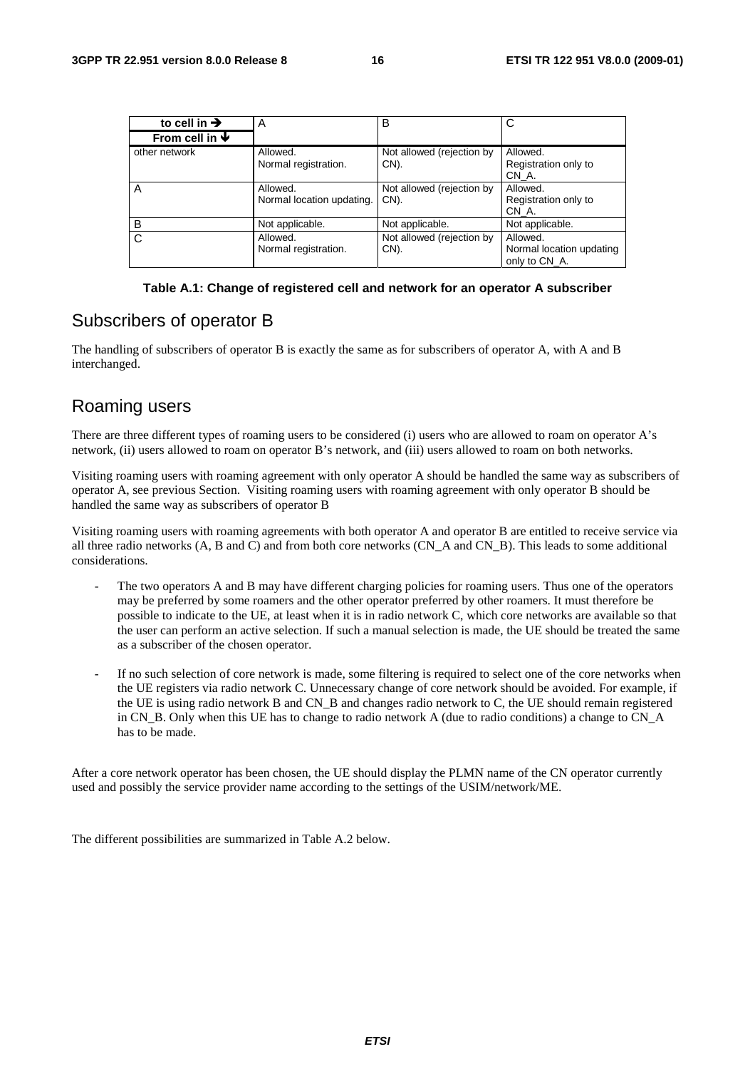| to cell in ➔<br>From cell in ➔ | A | B | C |
|---|---|---|---|
| other network | Allowed.<br>Normal registration. | Not allowed (rejection by CN). | Allowed.<br>Registration only to CN_A. |
| A | Allowed.<br>Normal location updating. | Not allowed (rejection by CN). | Allowed.<br>Registration only to CN_A. |
| B | Not applicable. | Not applicable. | Not applicable. |
| C | Allowed.<br>Normal registration. | Not allowed (rejection by CN). | Allowed.<br>Normal location updating only to CN_A. |

**Table A.1: Change of registered cell and network for an operator A subscriber**

## Subscribers of operator B

The handling of subscribers of operator B is exactly the same as for subscribers of operator A, with A and B interchanged.

## Roaming users

There are three different types of roaming users to be considered (i) users who are allowed to roam on operator A's network, (ii) users allowed to roam on operator B's network, and (iii) users allowed to roam on both networks.

Visiting roaming users with roaming agreement with only operator A should be handled the same way as subscribers of operator A, see previous Section. Visiting roaming users with roaming agreement with only operator B should be handled the same way as subscribers of operator B

Visiting roaming users with roaming agreements with both operator A and operator B are entitled to receive service via all three radio networks (A, B and C) and from both core networks (CN_A and CN_B). This leads to some additional considerations.

- The two operators A and B may have different charging policies for roaming users. Thus one of the operators may be preferred by some roamers and the other operator preferred by other roamers. It must therefore be possible to indicate to the UE, at least when it is in radio network C, which core networks are available so that the user can perform an active selection. If such a manual selection is made, the UE should be treated the same as a subscriber of the chosen operator.
- If no such selection of core network is made, some filtering is required to select one of the core networks when the UE registers via radio network C. Unnecessary change of core network should be avoided. For example, if the UE is using radio network B and CN_B and changes radio network to C, the UE should remain registered in CN_B. Only when this UE has to change to radio network A (due to radio conditions) a change to CN_A has to be made.

After a core network operator has been chosen, the UE should display the PLMN name of the CN operator currently used and possibly the service provider name according to the settings of the USIM/network/ME.

The different possibilities are summarized in Table A.2 below.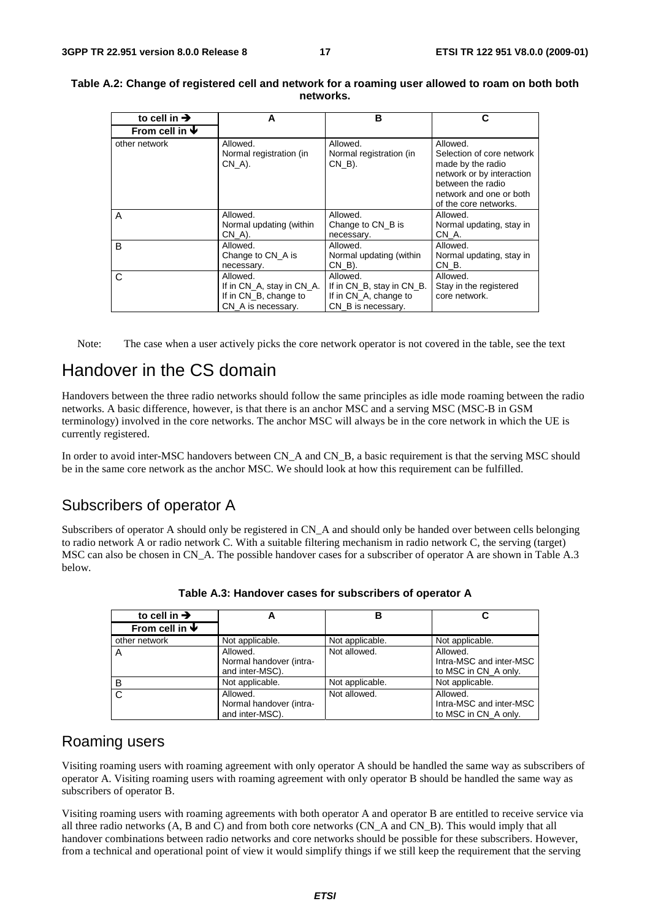**Table A.2: Change of registered cell and network for a roaming user allowed to roam on both both networks.**

| to cell in ➔ / From cell in 🡻 | A | B | C |
|---|---|---|---|
| other network | Allowed. Normal registration (in CN_A). | Allowed. Normal registration (in CN_B). | Allowed. Selection of core network made by the radio network or by interaction between the radio network and one or both of the core networks. |
| A | Allowed. Normal updating (within CN_A). | Allowed. Change to CN_B is necessary. | Allowed. Normal updating, stay in CN_A. |
| B | Allowed. Change to CN_A is necessary. | Allowed. Normal updating (within CN_B). | Allowed. Normal updating, stay in CN_B. |
| C | Allowed. If in CN_A, stay in CN_A. If in CN_B, change to CN_A is necessary. | Allowed. If in CN_B, stay in CN_B. If in CN_A, change to CN_B is necessary. | Allowed. Stay in the registered core network. |

Note: The case when a user actively picks the core network operator is not covered in the table, see the text

# Handover in the CS domain

Handovers between the three radio networks should follow the same principles as idle mode roaming between the radio networks. A basic difference, however, is that there is an anchor MSC and a serving MSC (MSC-B in GSM terminology) involved in the core networks. The anchor MSC will always be in the core network in which the UE is currently registered.

In order to avoid inter-MSC handovers between CN_A and CN_B, a basic requirement is that the serving MSC should be in the same core network as the anchor MSC. We should look at how this requirement can be fulfilled.

## Subscribers of operator A

Subscribers of operator A should only be registered in CN_A and should only be handed over between cells belonging to radio network A or radio network C. With a suitable filtering mechanism in radio network C, the serving (target) MSC can also be chosen in CN_A. The possible handover cases for a subscriber of operator A are shown in Table A.3 below.

**Table A.3: Handover cases for subscribers of operator A**

| to cell in ➔ / From cell in 🡻 | A | B | C |
|---|---|---|---|
| other network | Not applicable. | Not applicable. | Not applicable. |
| A | Allowed. Normal handover (intra- and inter-MSC). | Not allowed. | Allowed. Intra-MSC and inter-MSC to MSC in CN_A only. |
| B | Not applicable. | Not applicable. | Not applicable. |
| C | Allowed. Normal handover (intra- and inter-MSC). | Not allowed. | Allowed. Intra-MSC and inter-MSC to MSC in CN_A only. |

## Roaming users

Visiting roaming users with roaming agreement with only operator A should be handled the same way as subscribers of operator A. Visiting roaming users with roaming agreement with only operator B should be handled the same way as subscribers of operator B.

Visiting roaming users with roaming agreements with both operator A and operator B are entitled to receive service via all three radio networks (A, B and C) and from both core networks (CN_A and CN_B). This would imply that all handover combinations between radio networks and core networks should be possible for these subscribers. However, from a technical and operational point of view it would simplify things if we still keep the requirement that the serving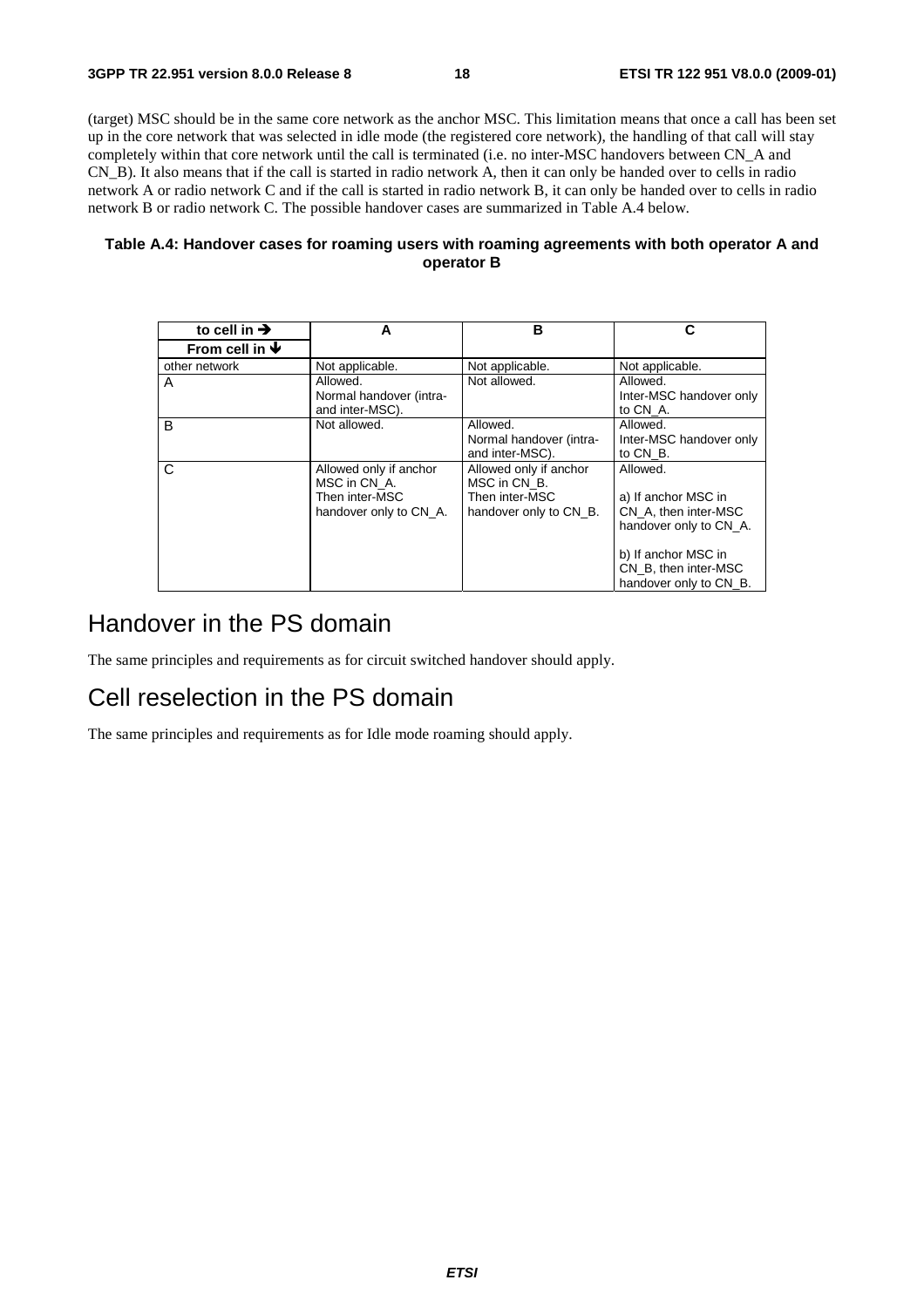(target) MSC should be in the same core network as the anchor MSC. This limitation means that once a call has been set up in the core network that was selected in idle mode (the registered core network), the handling of that call will stay completely within that core network until the call is terminated (i.e. no inter-MSC handovers between CN_A and CN_B). It also means that if the call is started in radio network A, then it can only be handed over to cells in radio network A or radio network C and if the call is started in radio network B, it can only be handed over to cells in radio network B or radio network C. The possible handover cases are summarized in Table A.4 below.

**Table A.4: Handover cases for roaming users with roaming agreements with both operator A and operator B**

| to cell in ➔ / From cell in ➔ | A | B | C |
|---|---|---|---|
| other network | Not applicable. | Not applicable. | Not applicable. |
| A | Allowed. Normal handover (intra- and inter-MSC). | Not allowed. | Allowed. Inter-MSC handover only to CN_A. |
| B | Not allowed. | Allowed. Normal handover (intra- and inter-MSC). | Allowed. Inter-MSC handover only to CN_B. |
| C | Allowed only if anchor MSC in CN_A. Then inter-MSC handover only to CN_A. | Allowed only if anchor MSC in CN_B. Then inter-MSC handover only to CN_B. | Allowed.<br><br>a) If anchor MSC in CN_A, then inter-MSC handover only to CN_A.<br><br>b) If anchor MSC in CN_B, then inter-MSC handover only to CN_B. |

## Handover in the PS domain

The same principles and requirements as for circuit switched handover should apply.

## Cell reselection in the PS domain

The same principles and requirements as for Idle mode roaming should apply.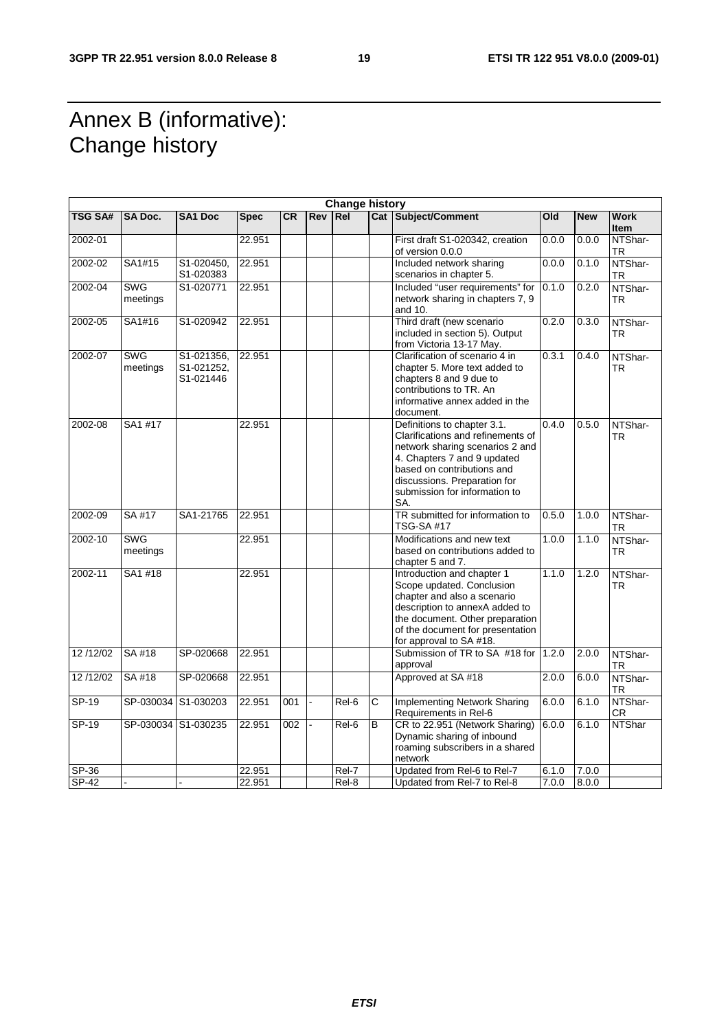# Annex B (informative): Change history

| Change history | | | | | | | | | | | |
|---|---|---|---|---|---|---|---|---|---|---|---|
| **TSG SA#** | **SA Doc.** | **SA1 Doc** | **Spec** | **CR** | **Rev** | **Rel** | **Cat** | **Subject/Comment** | **Old** | **New** | **Work Item** |
| 2002-01 | | | 22.951 | | | | | First draft S1-020342, creation of version 0.0.0 | 0.0.0 | 0.0.0 | NTShar-TR |
| 2002-02 | SA1#15 | S1-020450, S1-020383 | 22.951 | | | | | Included network sharing scenarios in chapter 5. | 0.0.0 | 0.1.0 | NTShar-TR |
| 2002-04 | SWG meetings | S1-020771 | 22.951 | | | | | Included "user requirements" for network sharing in chapters 7, 9 and 10. | 0.1.0 | 0.2.0 | NTShar-TR |
| 2002-05 | SA1#16 | S1-020942 | 22.951 | | | | | Third draft (new scenario included in section 5). Output from Victoria 13-17 May. | 0.2.0 | 0.3.0 | NTShar-TR |
| 2002-07 | SWG meetings | S1-021356, S1-021252, S1-021446 | 22.951 | | | | | Clarification of scenario 4 in chapter 5. More text added to chapters 8 and 9 due to contributions to TR. An informative annex added in the document. | 0.3.1 | 0.4.0 | NTShar-TR |
| 2002-08 | SA1 #17 | | 22.951 | | | | | Definitions to chapter 3.1. Clarifications and refinements of network sharing scenarios 2 and 4. Chapters 7 and 9 updated based on contributions and discussions. Preparation for submission for information to SA. | 0.4.0 | 0.5.0 | NTShar-TR |
| 2002-09 | SA #17 | SA1-21765 | 22.951 | | | | | TR submitted for information to TSG-SA #17 | 0.5.0 | 1.0.0 | NTShar-TR |
| 2002-10 | SWG meetings | | 22.951 | | | | | Modifications and new text based on contributions added to chapter 5 and 7. | 1.0.0 | 1.1.0 | NTShar-TR |
| 2002-11 | SA1 #18 | | 22.951 | | | | | Introduction and chapter 1 Scope updated. Conclusion chapter and also a scenario description to annexA added to the document. Other preparation of the document for presentation for approval to SA #18. | 1.1.0 | 1.2.0 | NTShar-TR |
| 12 /12/02 | SA #18 | SP-020668 | 22.951 | | | | | Submission of TR to SA #18 for approval | 1.2.0 | 2.0.0 | NTShar-TR |
| 12 /12/02 | SA #18 | SP-020668 | 22.951 | | | | | Approved at SA #18 | 2.0.0 | 6.0.0 | NTShar-TR |
| SP-19 | SP-030034 | S1-030203 | 22.951 | 001 | - | Rel-6 | C | Implementing Network Sharing Requirements in Rel-6 | 6.0.0 | 6.1.0 | NTShar-CR |
| SP-19 | SP-030034 | S1-030235 | 22.951 | 002 | - | Rel-6 | B | CR to 22.951 (Network Sharing) Dynamic sharing of inbound roaming subscribers in a shared network | 6.0.0 | 6.1.0 | NTShar |
| SP-36 | | | 22.951 | | | Rel-7 | | Updated from Rel-6 to Rel-7 | 6.1.0 | 7.0.0 | |
| SP-42 | - | - | 22.951 | | | Rel-8 | | Updated from Rel-7 to Rel-8 | 7.0.0 | 8.0.0 | |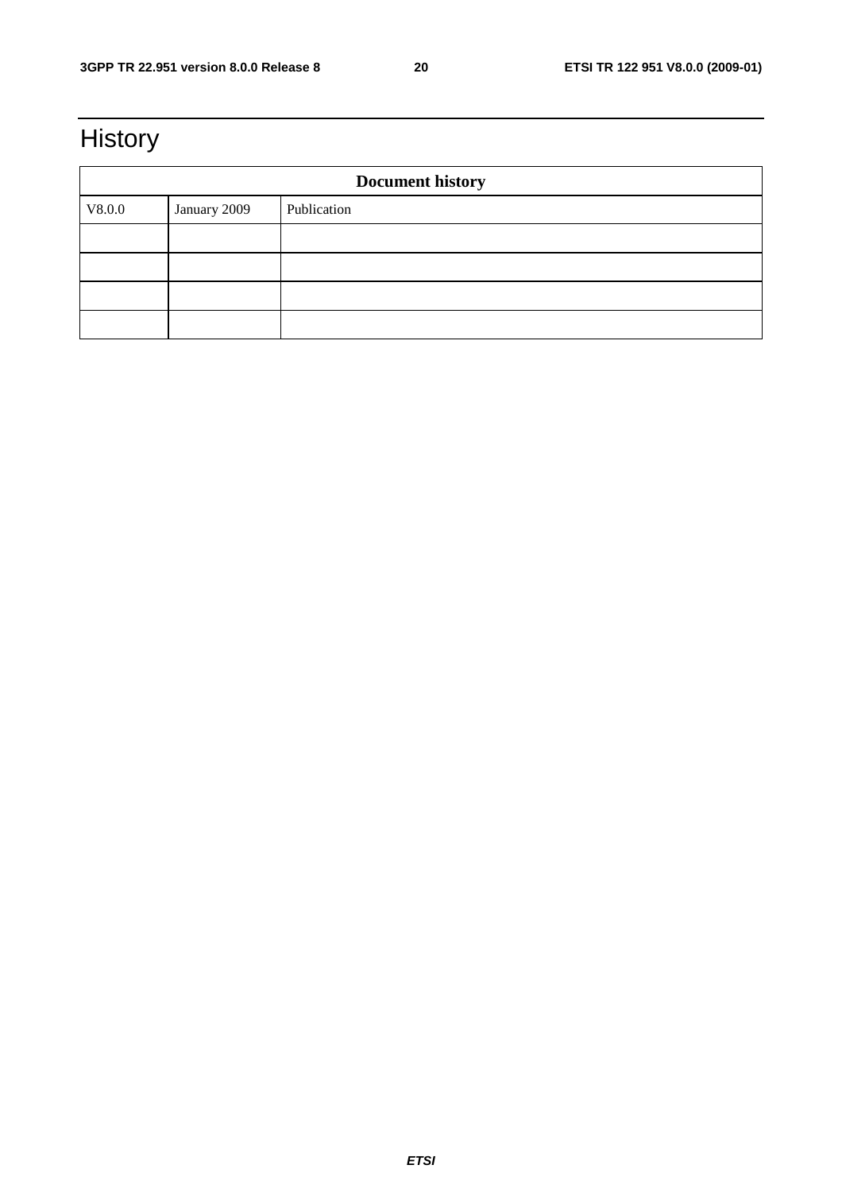# History

| Document history | | |
|---|---|---|
| V8.0.0 | January 2009 | Publication |
| | | |
| | | |
| | | |
| | | |